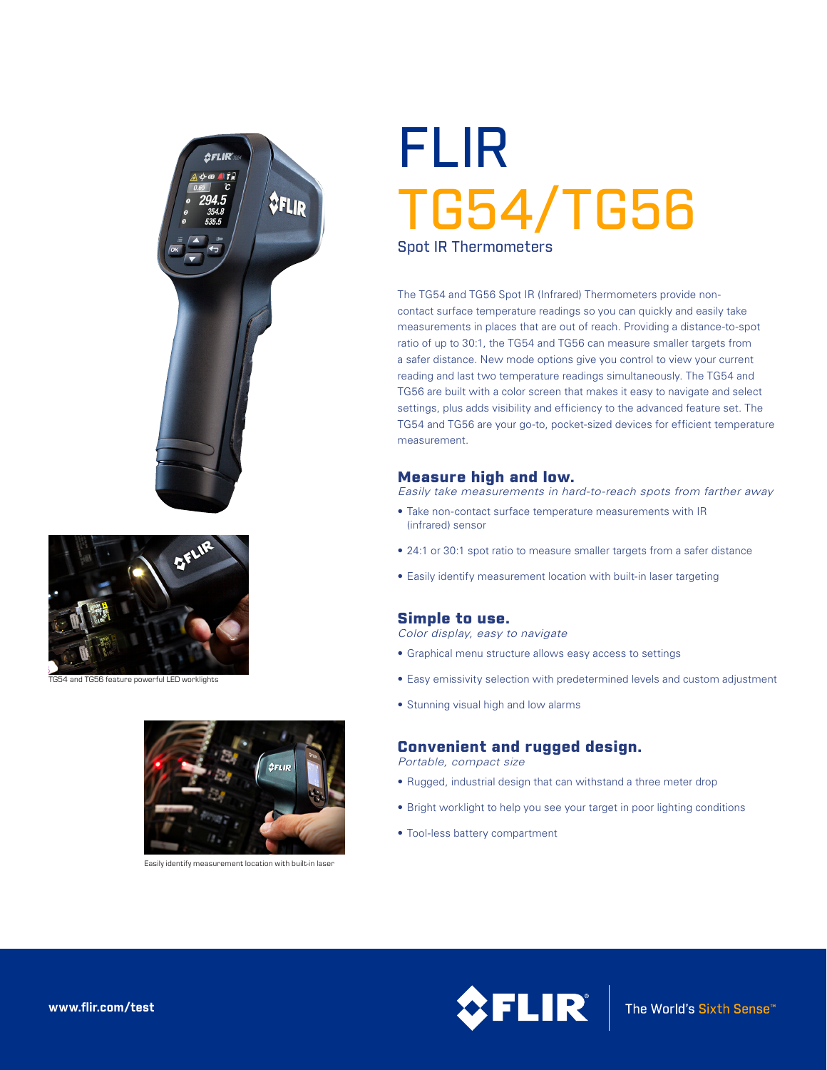# FLIR
# TG54/TG56

Spot IR Thermometers

The TG54 and TG56 Spot IR (Infrared) Thermometers provide non-contact surface temperature readings so you can quickly and easily take measurements in places that are out of reach. Providing a distance-to-spot ratio of up to 30:1, the TG54 and TG56 can measure smaller targets from a safer distance. New mode options give you control to view your current reading and last two temperature readings simultaneously. The TG54 and TG56 are built with a color screen that makes it easy to navigate and select settings, plus adds visibility and efficiency to the advanced feature set. The TG54 and TG56 are your go-to, pocket-sized devices for efficient temperature measurement.

TG54 and TG56 feature powerful LED worklights

Easily identify measurement location with built-in laser

## Measure high and low.

*Easily take measurements in hard-to-reach spots from farther away*

- Take non-contact surface temperature measurements with IR (infrared) sensor
- 24:1 or 30:1 spot ratio to measure smaller targets from a safer distance
- Easily identify measurement location with built-in laser targeting

## Simple to use.

*Color display, easy to navigate*

- Graphical menu structure allows easy access to settings
- Easy emissivity selection with predetermined levels and custom adjustment
- Stunning visual high and low alarms

## Convenient and rugged design.

*Portable, compact size*

- Rugged, industrial design that can withstand a three meter drop
- Bright worklight to help you see your target in poor lighting conditions
- Tool-less battery compartment

www.flir.com/test

FLIR® The World's Sixth Sense™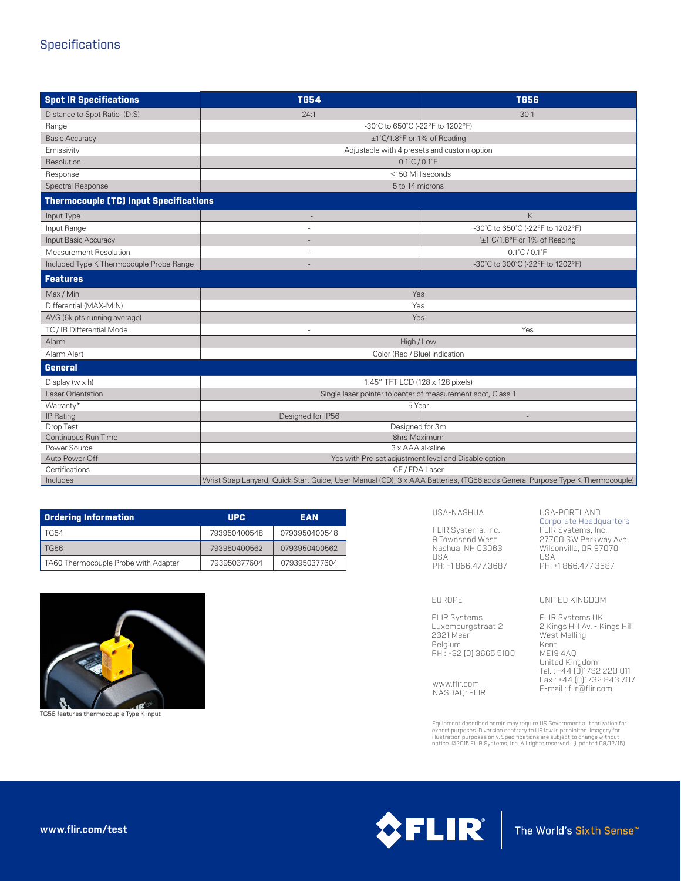## Specifications

| Spot IR Specifications | TG54 | TG56 |
|---|---|---|
| Distance to Spot Ratio (D:S) | 24:1 | 30:1 |
| Range | -30˚C to 650˚C (-22°F to 1202°F) | |
| Basic Accuracy | ±1˚C/1.8°F or 1% of Reading | |
| Emissivity | Adjustable with 4 presets and custom option | |
| Resolution | 0.1˚C / 0.1˚F | |
| Response | ≤150 Milliseconds | |
| Spectral Response | 5 to 14 microns | |
| **Thermocouple (TC) Input Specifications** | | |
| Input Type | - | K |
| Input Range | - | -30˚C to 650˚C (-22°F to 1202°F) |
| Input Basic Accuracy | - | '±1˚C/1.8°F or 1% of Reading |
| Measurement Resolution | - | 0.1˚C / 0.1˚F |
| Included Type K Thermocouple Probe Range | - | -30˚C to 300˚C (-22°F to 1202°F) |
| **Features** | | |
| Max / Min | Yes | |
| Differential (MAX-MIN) | Yes | |
| AVG (6k pts running average) | Yes | |
| TC / IR Differential Mode | - | Yes |
| Alarm | High / Low | |
| Alarm Alert | Color (Red / Blue) indication | |
| **General** | | |
| Display (w x h) | 1.45" TFT LCD (128 x 128 pixels) | |
| Laser Orientation | Single laser pointer to center of measurement spot, Class 1 | |
| Warranty* | 5 Year | |
| IP Rating | Designed for IP56 | - |
| Drop Test | Designed for 3m | |
| Continuous Run Time | 8hrs Maximum | |
| Power Source | 3 x AAA alkaline | |
| Auto Power Off | Yes with Pre-set adjustment level and Disable option | |
| Certifications | CE / FDA Laser | |
| Includes | Wrist Strap Lanyard, Quick Start Guide, User Manual (CD), 3 x AAA Batteries, (TG56 adds General Purpose Type K Thermocouple) | |

| Ordering Information | UPC | EAN |
|---|---|---|
| TG54 | 793950400548 | 0793950400548 |
| TG56 | 793950400562 | 0793950400562 |
| TA60 Thermocouple Probe with Adapter | 793950377604 | 0793950377604 |

TG56 features thermocouple Type K input

USA-NASHUA

FLIR Systems, Inc.
9 Townsend West
Nashua, NH 03063
USA
PH: +1 866.477.3687

USA-PORTLAND
Corporate Headquarters
FLIR Systems, Inc.
27700 SW Parkway Ave.
Wilsonville, OR 97070
USA
PH: +1 866.477.3687

EUROPE

FLIR Systems
Luxemburgstraat 2
2321 Meer
Belgium
PH : +32 (0) 3665 5100

UNITED KINGDOM

FLIR Systems UK
2 Kings Hill Av. - Kings Hill
West Malling
Kent
ME19 4AQ
United Kingdom
Tel. : +44 (0)1732 220 011
Fax : +44 (0)1732 843 707
E-mail : flir@flir.com

www.flir.com
NASDAQ: FLIR

Equipment described herein may require US Government authorization for export purposes. Diversion contrary to US law is prohibited. Imagery for illustration purposes only. Specifications are subject to change without notice. ©2015 FLIR Systems, Inc. All rights reserved. (Updated 08/12/15)

www.flir.com/test

FLIR® The World's Sixth Sense™